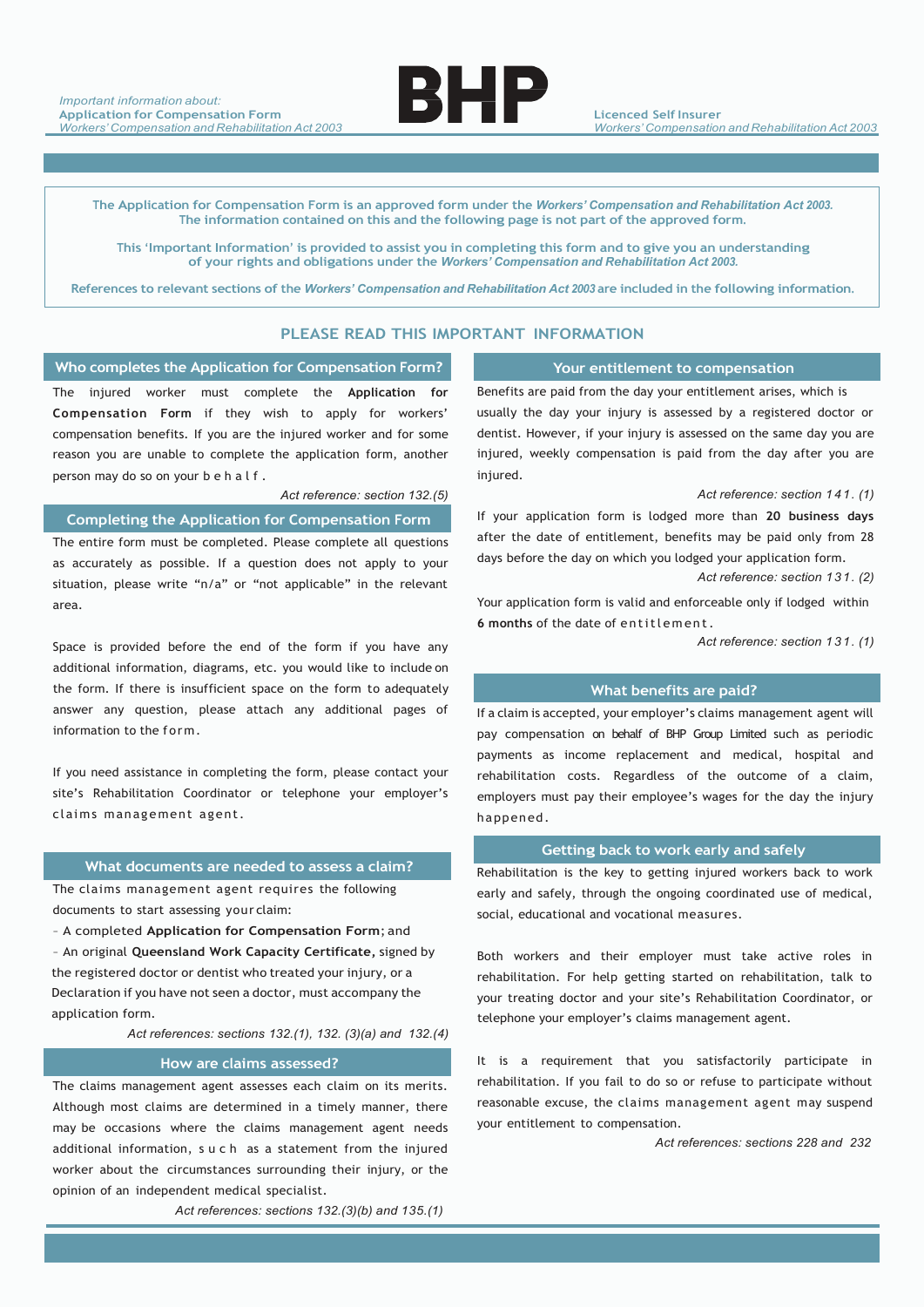*Important information about:*
**Application for Compensation Form**
*Workers' Compensation and Rehabilitation Act 2003*

BHP

**Licenced Self Insurer**
*Workers' Compensation and Rehabilitation Act 2003*

The Application for Compensation Form is an approved form under the ***Workers' Compensation and Rehabilitation Act 2003.*** The information contained on this and the following page is not part of the approved form.

This 'Important Information' is provided to assist you in completing this form and to give you an understanding of your rights and obligations under the ***Workers' Compensation and Rehabilitation Act 2003.***

References to relevant sections of the ***Workers' Compensation and Rehabilitation Act 2003*** are included in the following information.

## PLEASE READ THIS IMPORTANT INFORMATION

### Who completes the Application for Compensation Form?

The injured worker must complete the **Application for Compensation Form** if they wish to apply for workers' compensation benefits. If you are the injured worker and for some reason you are unable to complete the application form, another person may do so on your behalf.

*Act reference: section 132.(5)*

### Completing the Application for Compensation Form

The entire form must be completed. Please complete all questions as accurately as possible. If a question does not apply to your situation, please write "n/a" or "not applicable" in the relevant area.

Space is provided before the end of the form if you have any additional information, diagrams, etc. you would like to include on the form. If there is insufficient space on the form to adequately answer any question, please attach any additional pages of information to the form.

If you need assistance in completing the form, please contact your site's Rehabilitation Coordinator or telephone your employer's claims management agent.

### What documents are needed to assess a claim?

The claims management agent requires the following documents to start assessing your claim:

- A completed **Application for Compensation Form**; and
- An original **Queensland Work Capacity Certificate,** signed by the registered doctor or dentist who treated your injury, or a Declaration if you have not seen a doctor, must accompany the application form.

*Act references: sections 132.(1), 132. (3)(a) and 132.(4)*

### How are claims assessed?

The claims management agent assesses each claim on its merits. Although most claims are determined in a timely manner, there may be occasions where the claims management agent needs additional information, such as a statement from the injured worker about the circumstances surrounding their injury, or the opinion of an independent medical specialist.

*Act references: sections 132.(3)(b) and 135.(1)*

### Your entitlement to compensation

Benefits are paid from the day your entitlement arises, which is usually the day your injury is assessed by a registered doctor or dentist. However, if your injury is assessed on the same day you are injured, weekly compensation is paid from the day after you are injured.

*Act reference: section 141. (1)*

If your application form is lodged more than **20 business days** after the date of entitlement, benefits may be paid only from 28 days before the day on which you lodged your application form.

*Act reference: section 131. (2)*

Your application form is valid and enforceable only if lodged within **6 months** of the date of entitlement.

*Act reference: section 131. (1)*

### What benefits are paid?

If a claim is accepted, your employer's claims management agent will pay compensation on behalf of BHP Group Limited such as periodic payments as income replacement and medical, hospital and rehabilitation costs. Regardless of the outcome of a claim, employers must pay their employee's wages for the day the injury happened.

### Getting back to work early and safely

Rehabilitation is the key to getting injured workers back to work early and safely, through the ongoing coordinated use of medical, social, educational and vocational measures.

Both workers and their employer must take active roles in rehabilitation. For help getting started on rehabilitation, talk to your treating doctor and your site's Rehabilitation Coordinator, or telephone your employer's claims management agent.

It is a requirement that you satisfactorily participate in rehabilitation. If you fail to do so or refuse to participate without reasonable excuse, the claims management agent may suspend your entitlement to compensation.

*Act references: sections 228 and 232*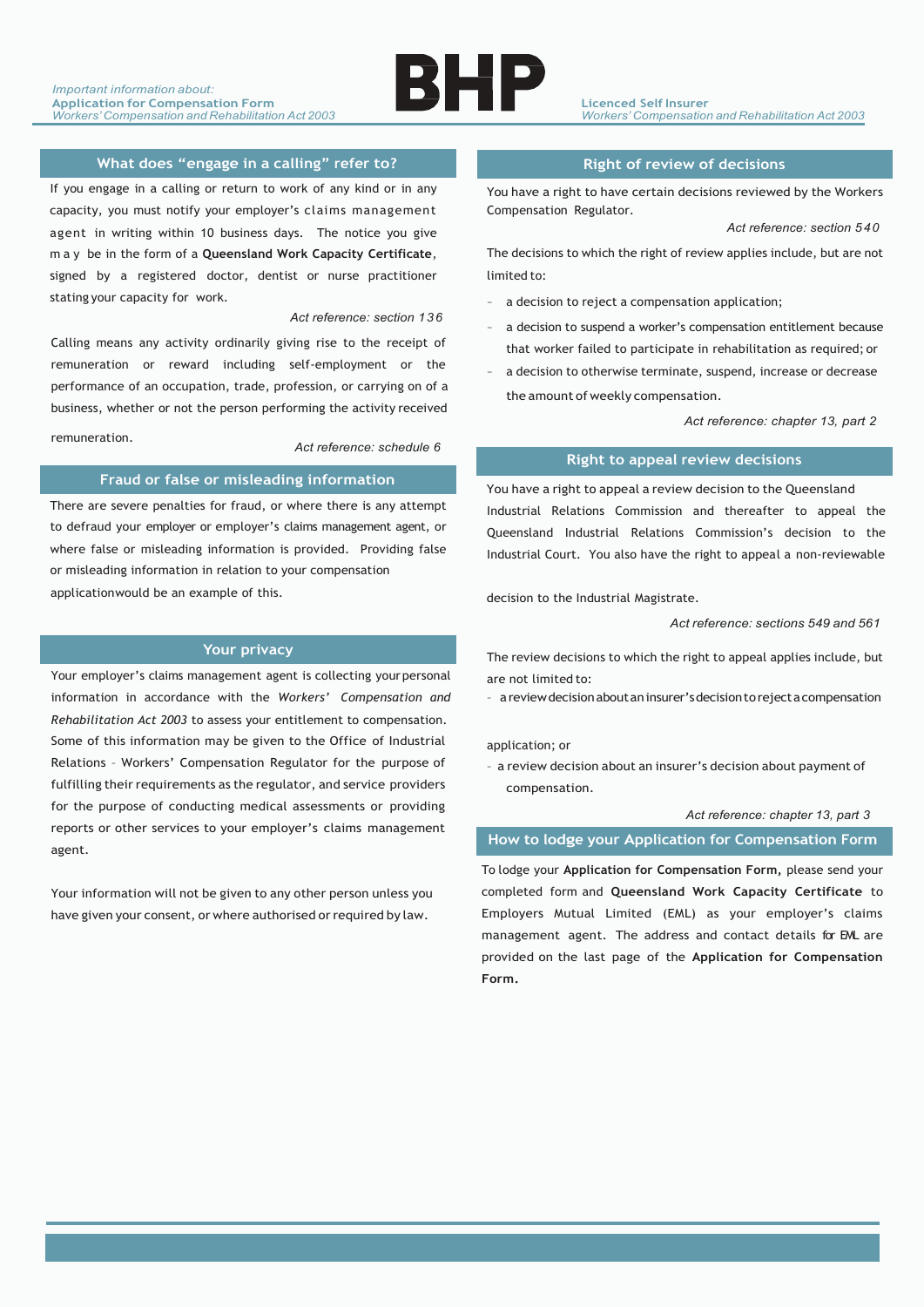## What does "engage in a calling" refer to?

If you engage in a calling or return to work of any kind or in any capacity, you must notify your employer's claims management agent in writing within 10 business days. The notice you give may be in the form of a **Queensland Work Capacity Certificate**, signed by a registered doctor, dentist or nurse practitioner stating your capacity for work.

*Act reference: section 136*

Calling means any activity ordinarily giving rise to the receipt of remuneration or reward including self-employment or the performance of an occupation, trade, profession, or carrying on of a business, whether or not the person performing the activity received remuneration.

*Act reference: schedule 6*

## Fraud or false or misleading information

There are severe penalties for fraud, or where there is any attempt to defraud your employer or employer's claims management agent, or where false or misleading information is provided. Providing false or misleading information in relation to your compensation application would be an example of this.

## Your privacy

Your employer's claims management agent is collecting your personal information in accordance with the *Workers' Compensation and Rehabilitation Act 2003* to assess your entitlement to compensation. Some of this information may be given to the Office of Industrial Relations – Workers' Compensation Regulator for the purpose of fulfilling their requirements as the regulator, and service providers for the purpose of conducting medical assessments or providing reports or other services to your employer's claims management agent.

Your information will not be given to any other person unless you have given your consent, or where authorised or required by law.

## Right of review of decisions

You have a right to have certain decisions reviewed by the Workers Compensation Regulator.

*Act reference: section 540*

The decisions to which the right of review applies include, but are not limited to:

- a decision to reject a compensation application;
- a decision to suspend a worker's compensation entitlement because that worker failed to participate in rehabilitation as required; or
- a decision to otherwise terminate, suspend, increase or decrease the amount of weekly compensation.

*Act reference: chapter 13, part 2*

## Right to appeal review decisions

You have a right to appeal a review decision to the Queensland Industrial Relations Commission and thereafter to appeal the Queensland Industrial Relations Commission's decision to the Industrial Court. You also have the right to appeal a non-reviewable decision to the Industrial Magistrate.

*Act reference: sections 549 and 561*

The review decisions to which the right to appeal applies include, but are not limited to:

- a review decision about an insurer's decision to reject a compensation application; or
- a review decision about an insurer's decision about payment of compensation.

*Act reference: chapter 13, part 3*

## How to lodge your Application for Compensation Form

To lodge your **Application for Compensation Form,** please send your completed form and **Queensland Work Capacity Certificate** to Employers Mutual Limited (EML) as your employer's claims management agent. The address and contact details for EML are provided on the last page of the **Application for Compensation Form.**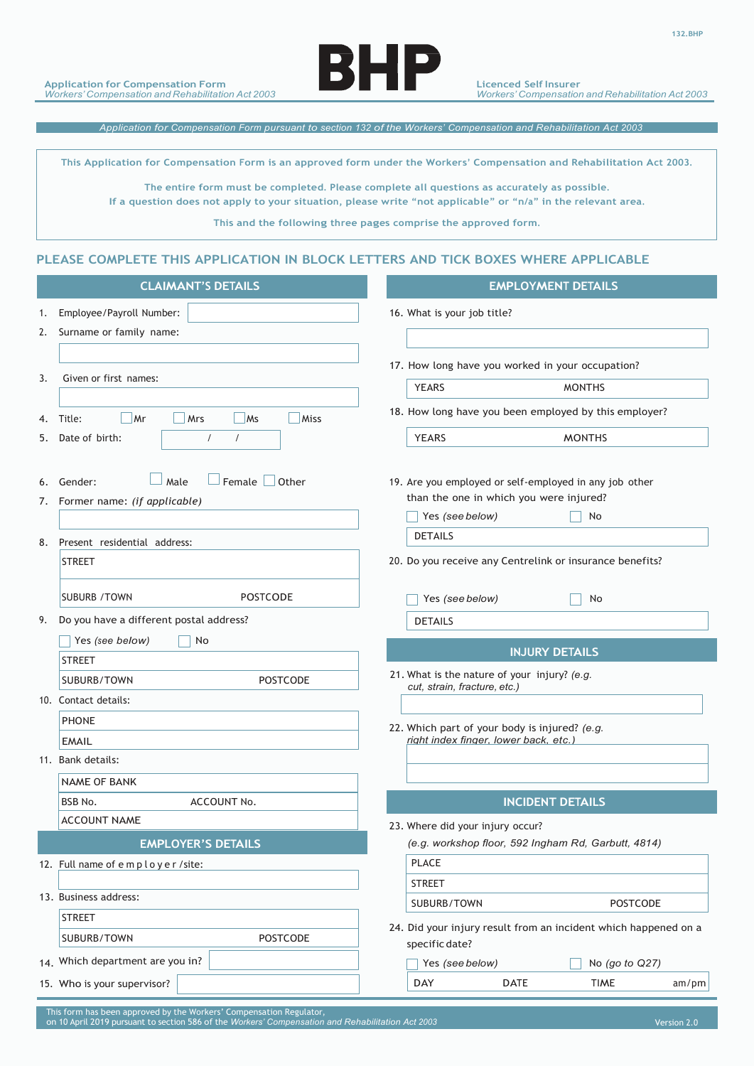Application for Compensation Form
*Workers' Compensation and Rehabilitation Act 2003*

# BHP

Licenced Self Insurer
*Workers' Compensation and Rehabilitation Act 2003*

*Application for Compensation Form pursuant to section 132 of the Workers' Compensation and Rehabilitation Act 2003*

This Application for Compensation Form is an approved form under the Workers' Compensation and Rehabilitation Act 2003.

The entire form must be completed. Please complete all questions as accurately as possible.
If a question does not apply to your situation, please write "not applicable" or "n/a" in the relevant area.

This and the following three pages comprise the approved form.

## PLEASE COMPLETE THIS APPLICATION IN BLOCK LETTERS AND TICK BOXES WHERE APPLICABLE

### CLAIMANT'S DETAILS

1. Employee/Payroll Number:
2. Surname or family name:
3. Given or first names:
4. Title: ☐ Mr ☐ Mrs ☐ Ms ☐ Miss
5. Date of birth: / /
6. Gender: ☐ Male ☐ Female ☐ Other
7. Former name: *(if applicable)*
8. Present residential address:
   - STREET
   - SUBURB / TOWN — POSTCODE
9. Do you have a different postal address?
   ☐ Yes *(see below)* ☐ No
   - STREET
   - SUBURB/TOWN — POSTCODE
10. Contact details:
    - PHONE
    - EMAIL
11. Bank details:
    - NAME OF BANK
    - BSB No. — ACCOUNT No.
    - ACCOUNT NAME

### EMPLOYER'S DETAILS

12. Full name of employer/site:
13. Business address:
    - STREET
    - SUBURB/TOWN — POSTCODE
14. Which department are you in?
15. Who is your supervisor?

### EMPLOYMENT DETAILS

16. What is your job title?
17. How long have you worked in your occupation?
    YEARS — MONTHS
18. How long have you been employed by this employer?
    YEARS — MONTHS
19. Are you employed or self-employed in any job other than the one in which you were injured?
    ☐ Yes *(see below)* ☐ No
    DETAILS
20. Do you receive any Centrelink or insurance benefits?
    ☐ Yes *(see below)* ☐ No
    DETAILS

### INJURY DETAILS

21. What is the nature of your injury? *(e.g. cut, strain, fracture, etc.)*
22. Which part of your body is injured? *(e.g. right index finger, lower back, etc.)*

### INCIDENT DETAILS

23. Where did your injury occur?
    *(e.g. workshop floor, 592 Ingham Rd, Garbutt, 4814)*
    - PLACE
    - STREET
    - SUBURB/TOWN — POSTCODE
24. Did your injury result from an incident which happened on a specific date?
    ☐ Yes *(see below)* ☐ No *(go to Q27)*
    DAY — DATE — TIME — am/pm

This form has been approved by the Workers' Compensation Regulator, on 10 April 2019 pursuant to section 586 of the *Workers' Compensation and Rehabilitation Act 2003*

Version 2.0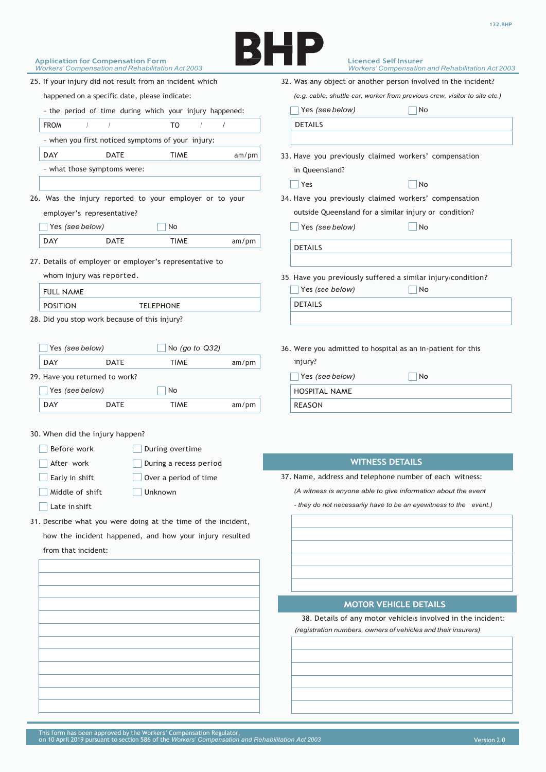25. If your injury did not result from an incident which happened on a specific date, please indicate:

- the period of time during which your injury happened:

| FROM / / | TO / / |
|---|---|

- when you first noticed symptoms of your injury:

| DAY | DATE | TIME | am/pm |
|---|---|---|---|

- what those symptoms were:

| |
|---|

26. Was the injury reported to your employer or to your employer's representative?

☐ Yes *(see below)* ☐ No

| DAY | DATE | TIME | am/pm |
|---|---|---|---|

27. Details of employer or employer's representative to whom injury was reported.

| FULL NAME | |
|---|---|
| POSITION | TELEPHONE |

28. Did you stop work because of this injury?

☐ Yes *(see below)* ☐ No *(go to Q32)*

| DAY | DATE | TIME | am/pm |
|---|---|---|---|

29. Have you returned to work?

☐ Yes *(see below)* ☐ No

| DAY | DATE | TIME | am/pm |
|---|---|---|---|

30. When did the injury happen?

☐ Before work ☐ During overtime
☐ After work ☐ During a recess period
☐ Early in shift ☐ Over a period of time
☐ Middle of shift ☐ Unknown
☐ Late in shift

31. Describe what you were doing at the time of the incident, how the incident happened, and how your injury resulted from that incident:

| |
|---|
| |
| |
| |
| |
| |
| |
| |
| |
| |
| |
| |

32. Was any object or another person involved in the incident?

*(e.g. cable, shuttle car, worker from previous crew, visitor to site etc.)*

☐ Yes *(see below)* ☐ No

| DETAILS |
|---|
| |

33. Have you previously claimed workers' compensation in Queensland?

☐ Yes ☐ No

34. Have you previously claimed workers' compensation outside Queensland for a similar injury or condition?

☐ Yes *(see below)* ☐ No

| DETAILS |
|---|
| |

35. Have you previously suffered a similar injury/condition?

☐ Yes *(see below)* ☐ No

| DETAILS |
|---|
| |

36. Were you admitted to hospital as an in-patient for this injury?

☐ Yes *(see below)* ☐ No

| HOSPITAL NAME |
|---|
| REASON |

## WITNESS DETAILS

37. Name, address and telephone number of each witness:

*(A witness is anyone able to give information about the event - they do not necessarily have to be an eyewitness to the event.)*

| |
|---|
| |
| |
| |
| |
| |

## MOTOR VEHICLE DETAILS

38. Details of any motor vehicle/s involved in the incident:

*(registration numbers, owners of vehicles and their insurers)*

| |
|---|
| |
| |
| |
| |
| |

This form has been approved by the Workers' Compensation Regulator, on 10 April 2019 pursuant to section 586 of the *Workers' Compensation and Rehabilitation Act 2003*

Version 2.0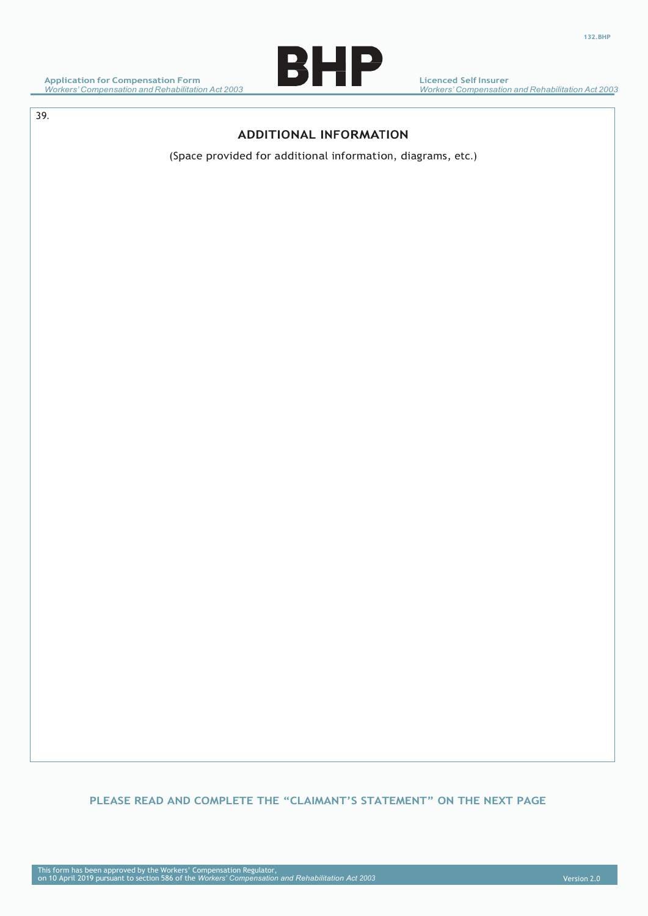39.

## ADDITIONAL INFORMATION

(Space provided for additional information, diagrams, etc.)

**PLEASE READ AND COMPLETE THE "CLAIMANT'S STATEMENT" ON THE NEXT PAGE**

This form has been approved by the Workers' Compensation Regulator, on 10 April 2019 pursuant to section 586 of the *Workers' Compensation and Rehabilitation Act 2003*

Version 2.0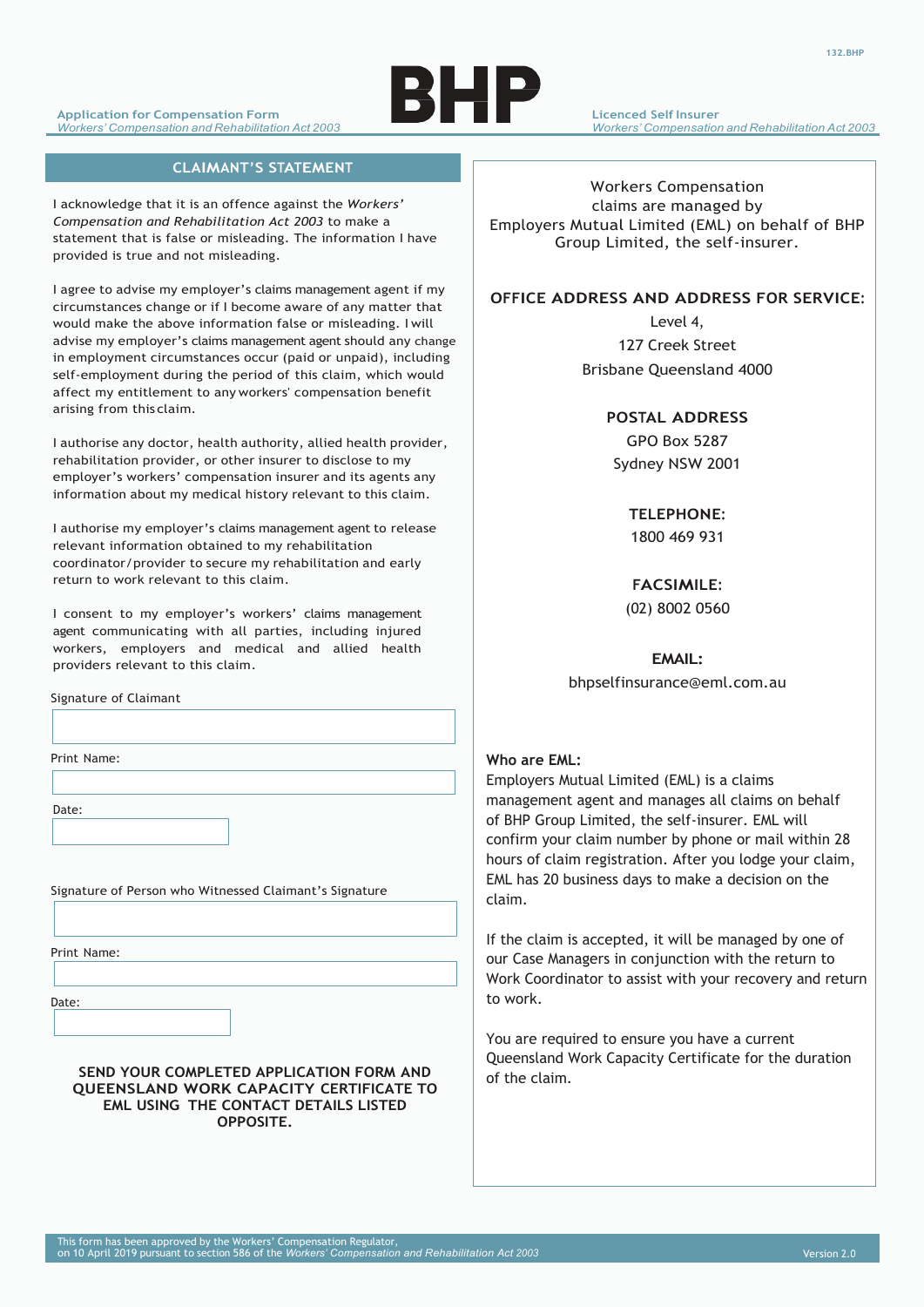## CLAIMANT'S STATEMENT

I acknowledge that it is an offence against the *Workers' Compensation and Rehabilitation Act 2003* to make a statement that is false or misleading. The information I have provided is true and not misleading.

I agree to advise my employer's claims management agent if my circumstances change or if I become aware of any matter that would make the above information false or misleading. I will advise my employer's claims management agent should any change in employment circumstances occur (paid or unpaid), including self-employment during the period of this claim, which would affect my entitlement to any workers' compensation benefit arising from this claim.

I authorise any doctor, health authority, allied health provider, rehabilitation provider, or other insurer to disclose to my employer's workers' compensation insurer and its agents any information about my medical history relevant to this claim.

I authorise my employer's claims management agent to release relevant information obtained to my rehabilitation coordinator/provider to secure my rehabilitation and early return to work relevant to this claim.

I consent to my employer's workers' claims management agent communicating with all parties, including injured workers, employers and medical and allied health providers relevant to this claim.

Signature of Claimant

Print Name:

Date:

Signature of Person who Witnessed Claimant's Signature

Print Name:

Date:

**SEND YOUR COMPLETED APPLICATION FORM AND QUEENSLAND WORK CAPACITY CERTIFICATE TO EML USING THE CONTACT DETAILS LISTED OPPOSITE.**

Workers Compensation claims are managed by Employers Mutual Limited (EML) on behalf of BHP Group Limited, the self-insurer.

**OFFICE ADDRESS AND ADDRESS FOR SERVICE:**

Level 4,
127 Creek Street
Brisbane Queensland 4000

**POSTAL ADDRESS**

GPO Box 5287
Sydney NSW 2001

**TELEPHONE:**

1800 469 931

**FACSIMILE:**

(02) 8002 0560

**EMAIL:**

bhpselfinsurance@eml.com.au

**Who are EML:**

Employers Mutual Limited (EML) is a claims management agent and manages all claims on behalf of BHP Group Limited, the self-insurer. EML will confirm your claim number by phone or mail within 28 hours of claim registration. After you lodge your claim, EML has 20 business days to make a decision on the claim.

If the claim is accepted, it will be managed by one of our Case Managers in conjunction with the return to Work Coordinator to assist with your recovery and return to work.

You are required to ensure you have a current Queensland Work Capacity Certificate for the duration of the claim.

This form has been approved by the Workers' Compensation Regulator, on 10 April 2019 pursuant to section 586 of the *Workers' Compensation and Rehabilitation Act 2003*

Version 2.0